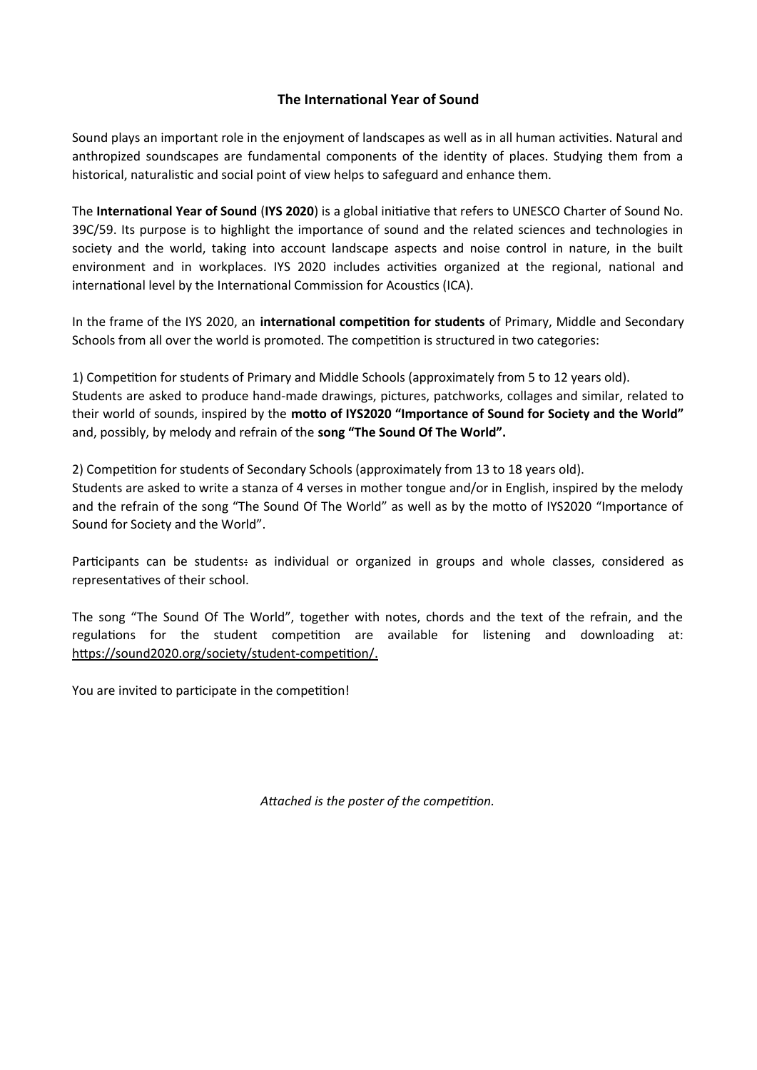# The International Year of Sound

Sound plays an important role in the enjoyment of landscapes as well as in all human activities. Natural and anthropized soundscapes are fundamental components of the identity of places. Studying them from a historical, naturalistic and social point of view helps to safeguard and enhance them.

The **International Year of Sound** (**IYS 2020**) is a global initiative that refers to UNESCO Charter of Sound No. 39C/59. Its purpose is to highlight the importance of sound and the related sciences and technologies in society and the world, taking into account landscape aspects and noise control in nature, in the built environment and in workplaces. IYS 2020 includes activities organized at the regional, national and international level by the International Commission for Acoustics (ICA).

In the frame of the IYS 2020, an **international competition for students** of Primary, Middle and Secondary Schools from all over the world is promoted. The competition is structured in two categories:

1) Competition for students of Primary and Middle Schools (approximately from 5 to 12 years old).
Students are asked to produce hand-made drawings, pictures, patchworks, collages and similar, related to their world of sounds, inspired by the **motto of IYS2020 "Importance of Sound for Society and the World"** and, possibly, by melody and refrain of the **song "The Sound Of The World".**

2) Competition for students of Secondary Schools (approximately from 13 to 18 years old).
Students are asked to write a stanza of 4 verses in mother tongue and/or in English, inspired by the melody and the refrain of the song "The Sound Of The World" as well as by the motto of IYS2020 "Importance of Sound for Society and the World".

Participants can be students: as individual or organized in groups and whole classes, considered as representatives of their school.

The song "The Sound Of The World", together with notes, chords and the text of the refrain, and the regulations for the student competition are available for listening and downloading at: https://sound2020.org/society/student-competition/.

You are invited to participate in the competition!

*Attached is the poster of the competition.*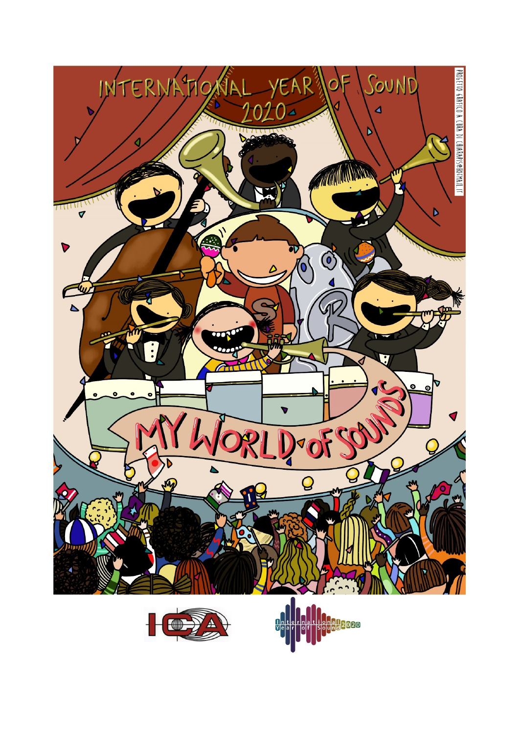INTERNATIONAL YEAR OF SOUND 2020

MY WORLD of SOUNDS

PROGETTO GRAFICO A CURA DI CHIARAPIS@HOTMAIL.IT

ICA

International Year of Sound 2020